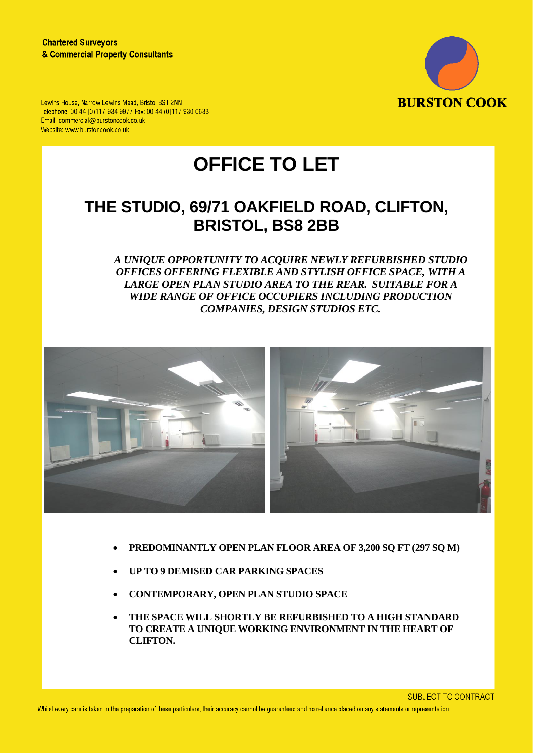**Chartered Surveyors**
**& Commercial Property Consultants**

Lewins House, Narrow Lewins Mead, Bristol BS1 2NN
Telephone: 00 44 (0)117 934 9977 Fax: 00 44 (0)117 930 0633
Email: commercial@burstoncook.co.uk
Website: www.burstoncook.co.uk

BURSTON COOK

# OFFICE TO LET

## THE STUDIO, 69/71 OAKFIELD ROAD, CLIFTON, BRISTOL, BS8 2BB

***A UNIQUE OPPORTUNITY TO ACQUIRE NEWLY REFURBISHED STUDIO OFFICES OFFERING FLEXIBLE AND STYLISH OFFICE SPACE, WITH A LARGE OPEN PLAN STUDIO AREA TO THE REAR. SUITABLE FOR A WIDE RANGE OF OFFICE OCCUPIERS INCLUDING PRODUCTION COMPANIES, DESIGN STUDIOS ETC.***

- **PREDOMINANTLY OPEN PLAN FLOOR AREA OF 3,200 SQ FT (297 SQ M)**
- **UP TO 9 DEMISED CAR PARKING SPACES**
- **CONTEMPORARY, OPEN PLAN STUDIO SPACE**
- **THE SPACE WILL SHORTLY BE REFURBISHED TO A HIGH STANDARD TO CREATE A UNIQUE WORKING ENVIRONMENT IN THE HEART OF CLIFTON.**

SUBJECT TO CONTRACT

Whilst every care is taken in the preparation of these particulars, their accuracy cannot be guaranteed and no reliance placed on any statements or representation.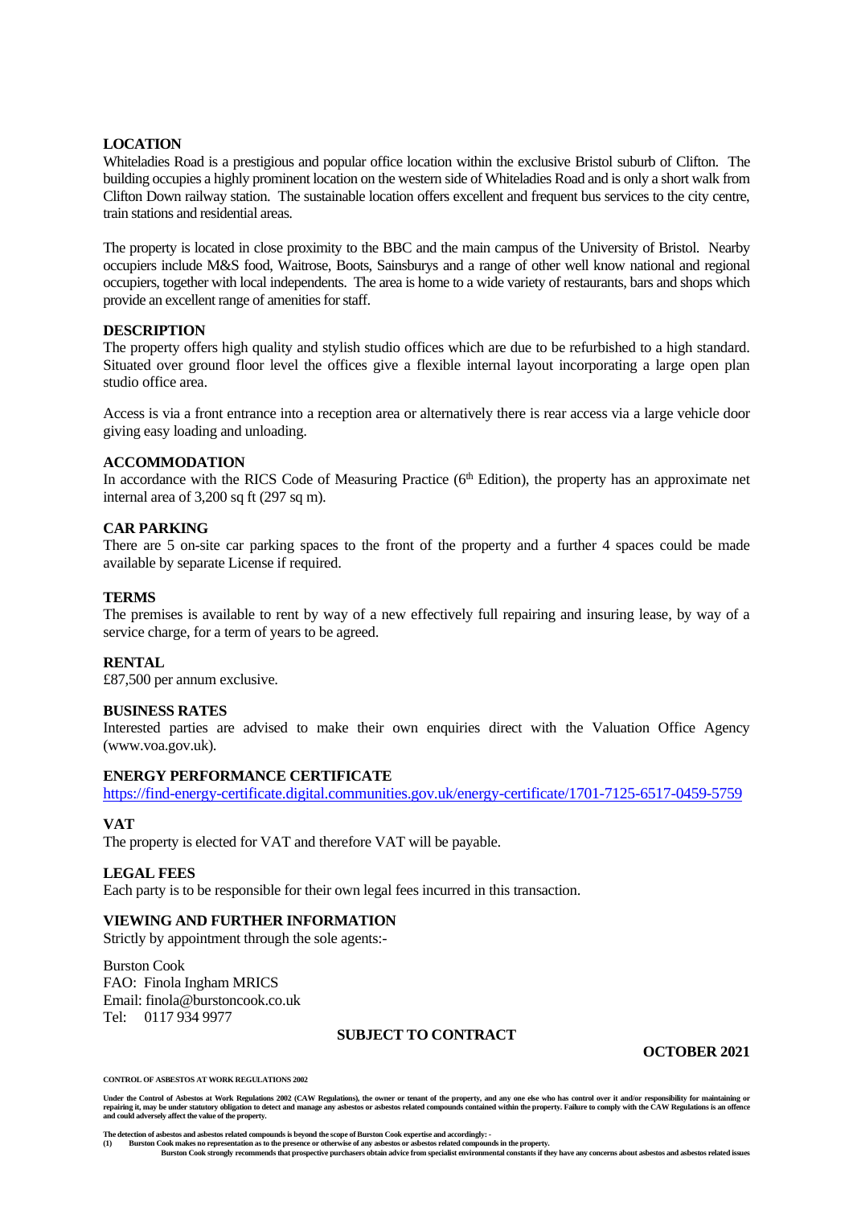## LOCATION

Whiteladies Road is a prestigious and popular office location within the exclusive Bristol suburb of Clifton. The building occupies a highly prominent location on the western side of Whiteladies Road and is only a short walk from Clifton Down railway station. The sustainable location offers excellent and frequent bus services to the city centre, train stations and residential areas.

The property is located in close proximity to the BBC and the main campus of the University of Bristol. Nearby occupiers include M&S food, Waitrose, Boots, Sainsburys and a range of other well know national and regional occupiers, together with local independents. The area is home to a wide variety of restaurants, bars and shops which provide an excellent range of amenities for staff.

## DESCRIPTION

The property offers high quality and stylish studio offices which are due to be refurbished to a high standard. Situated over ground floor level the offices give a flexible internal layout incorporating a large open plan studio office area.

Access is via a front entrance into a reception area or alternatively there is rear access via a large vehicle door giving easy loading and unloading.

## ACCOMMODATION

In accordance with the RICS Code of Measuring Practice (6th Edition), the property has an approximate net internal area of 3,200 sq ft (297 sq m).

## CAR PARKING

There are 5 on-site car parking spaces to the front of the property and a further 4 spaces could be made available by separate License if required.

## TERMS

The premises is available to rent by way of a new effectively full repairing and insuring lease, by way of a service charge, for a term of years to be agreed.

## RENTAL

£87,500 per annum exclusive.

## BUSINESS RATES

Interested parties are advised to make their own enquiries direct with the Valuation Office Agency (www.voa.gov.uk).

## ENERGY PERFORMANCE CERTIFICATE

https://find-energy-certificate.digital.communities.gov.uk/energy-certificate/1701-7125-6517-0459-5759

## VAT

The property is elected for VAT and therefore VAT will be payable.

## LEGAL FEES

Each party is to be responsible for their own legal fees incurred in this transaction.

## VIEWING AND FURTHER INFORMATION

Strictly by appointment through the sole agents:-

Burston Cook
FAO: Finola Ingham MRICS
Email: finola@burstoncook.co.uk
Tel: 0117 934 9977

**SUBJECT TO CONTRACT**

**OCTOBER 2021**

**CONTROL OF ASBESTOS AT WORK REGULATIONS 2002**

**Under the Control of Asbestos at Work Regulations 2002 (CAW Regulations), the owner or tenant of the property, and any one else who has control over it and/or responsibility for maintaining or repairing it, may be under statutory obligation to detect and manage any asbestos or asbestos related compounds contained within the property. Failure to comply with the CAW Regulations is an offence and could adversely affect the value of the property.**

**The detection of asbestos and asbestos related compounds is beyond the scope of Burston Cook expertise and accordingly: -**

**(1) Burston Cook makes no representation as to the presence or otherwise of any asbestos or asbestos related compounds in the property.**

**Burston Cook strongly recommends that prospective purchasers obtain advice from specialist environmental constants if they have any concerns about asbestos and asbestos related issues**